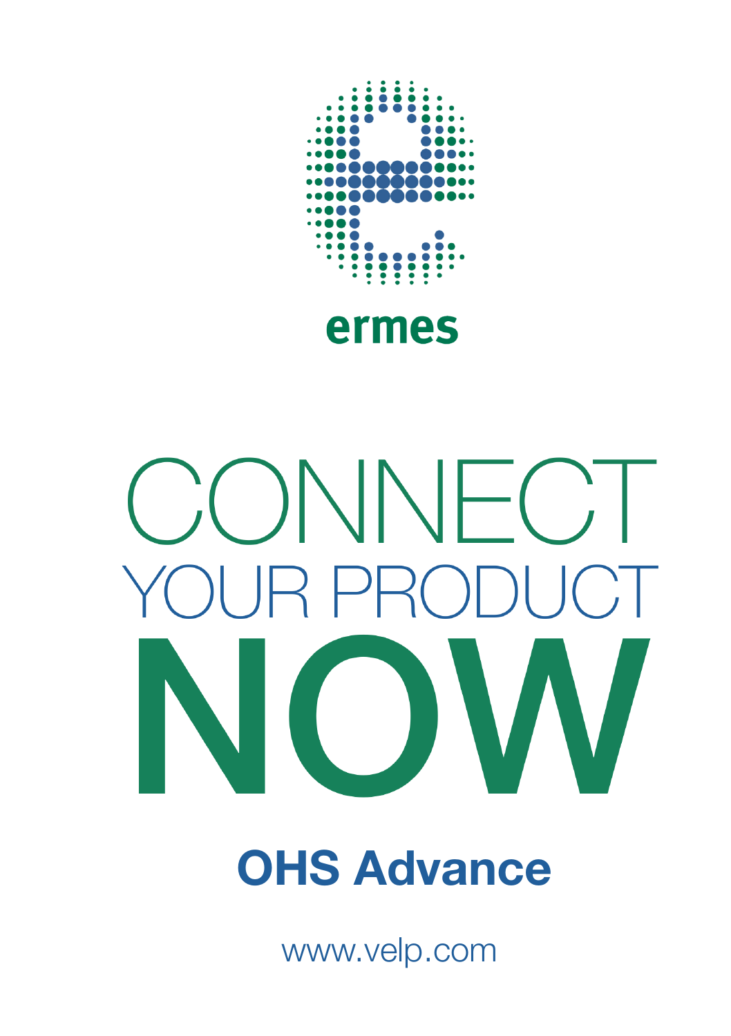ermes

# CONNECT
# YOUR PRODUCT
# NOW

## OHS Advance

www.velp.com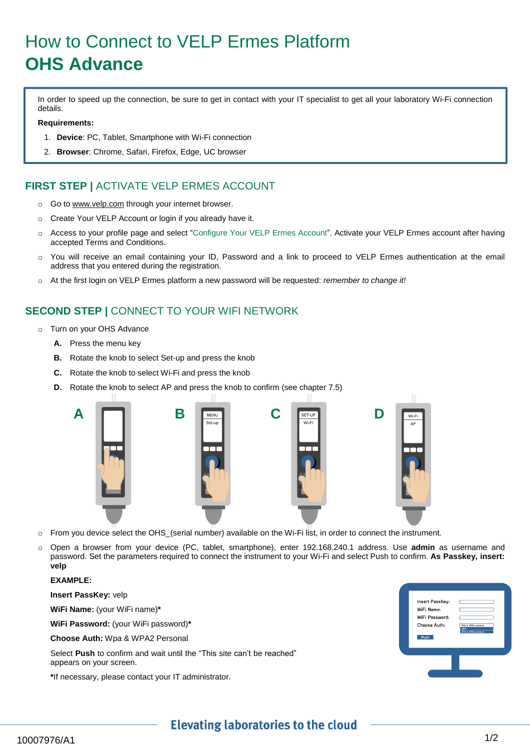# How to Connect to VELP Ermes Platform
# OHS Advance

In order to speed up the connection, be sure to get in contact with your IT specialist to get all your laboratory Wi-Fi connection details.

**Requirements:**

1. **Device**: PC, Tablet, Smartphone with Wi-Fi connection
2. **Browser**: Chrome, Safari, Firefox, Edge, UC browser

## FIRST STEP | ACTIVATE VELP ERMES ACCOUNT

- Go to www.velp.com through your internet browser.
- Create Your VELP Account or login if you already have it.
- Access to your profile page and select "Configure Your VELP Ermes Account". Activate your VELP Ermes account after having accepted Terms and Conditions.
- You will receive an email containing your ID, Password and a link to proceed to VELP Ermes authentication at the email address that you entered during the registration.
- At the first login on VELP Ermes platform a new password will be requested: *remember to change it!*

## SECOND STEP | CONNECT TO YOUR WIFI NETWORK

- Turn on your OHS Advance
  - **A.** Press the menu key
  - **B.** Rotate the knob to select Set-up and press the knob
  - **C.** Rotate the knob to select Wi-Fi and press the knob
  - **D.** Rotate the knob to select AP and press the knob to confirm (see chapter 7.5)

A B C D

- From you device select the OHS_(serial number) available on the Wi-Fi list, in order to connect the instrument.
- Open a browser from your device (PC, tablet, smartphone), enter 192.168.240.1 address. Use **admin** as username and password. Set the parameters required to connect the instrument to your Wi-Fi and select Push to confirm. **As Passkey, insert: velp**

  **EXAMPLE:**

  **Insert PassKey:** velp

  **WiFi Name:** (your WiFi name)*

  **WiFi Password:** (your WiFi password)*

  **Choose Auth:** Wpa & WPA2 Personal

  Select **Push** to confirm and wait until the "This site can't be reached" appears on your screen.

  ***If necessary, please contact your IT administrator.**

Elevating laboratories to the cloud

10007976/A1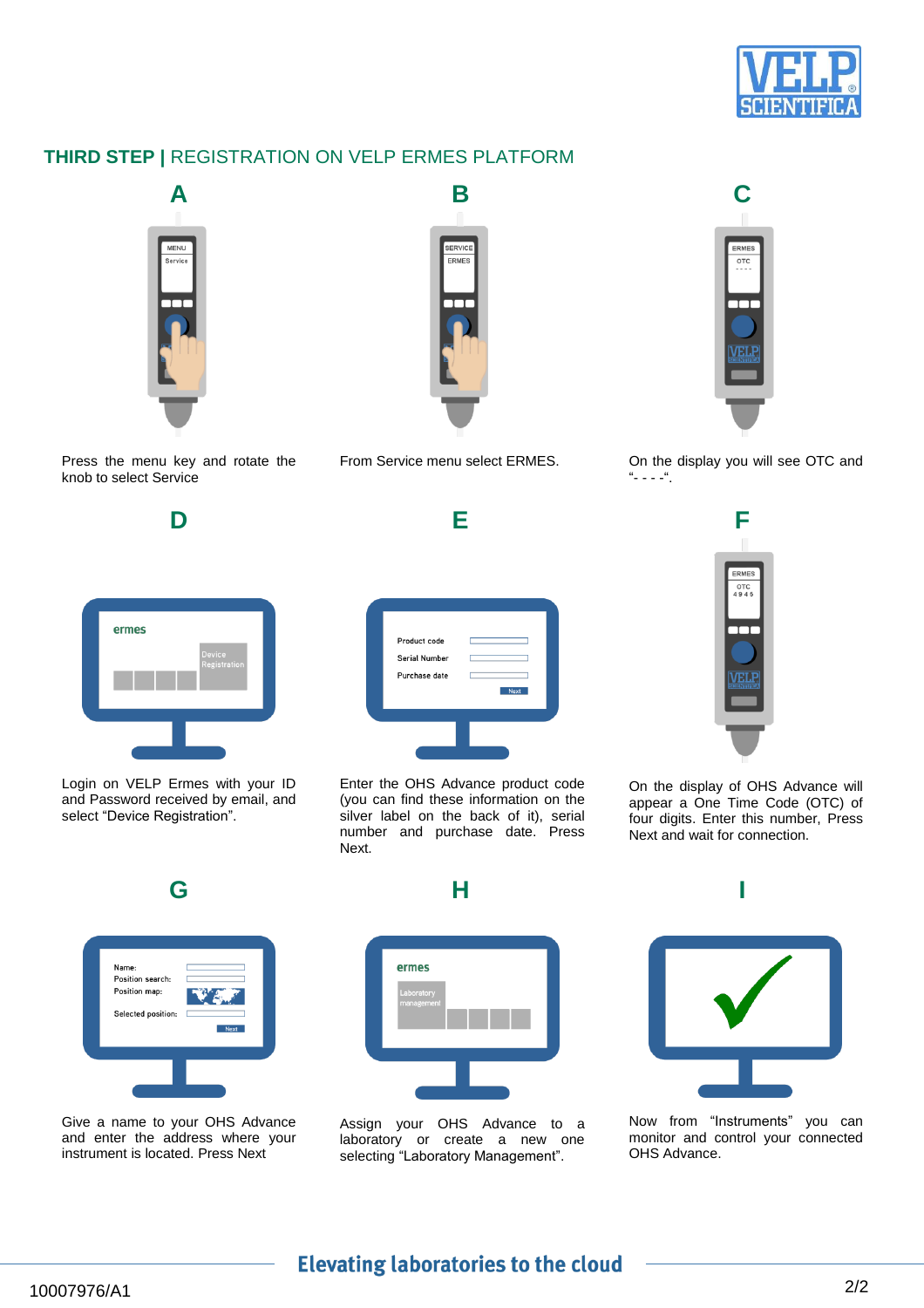## THIRD STEP | REGISTRATION ON VELP ERMES PLATFORM

**A**

Press the menu key and rotate the knob to select Service

**B**

From Service menu select ERMES.

**C**

On the display you will see OTC and "- - - -".

**D**

Login on VELP Ermes with your ID and Password received by email, and select "Device Registration".

**E**

Enter the OHS Advance product code (you can find these information on the silver label on the back of it), serial number and purchase date. Press Next.

**F**

On the display of OHS Advance will appear a One Time Code (OTC) of four digits. Enter this number, Press Next and wait for connection.

**G**

Give a name to your OHS Advance and enter the address where your instrument is located. Press Next

**H**

Assign your OHS Advance to a laboratory or create a new one selecting "Laboratory Management".

**I**

Now from "Instruments" you can monitor and control your connected OHS Advance.

Elevating laboratories to the cloud

10007976/A1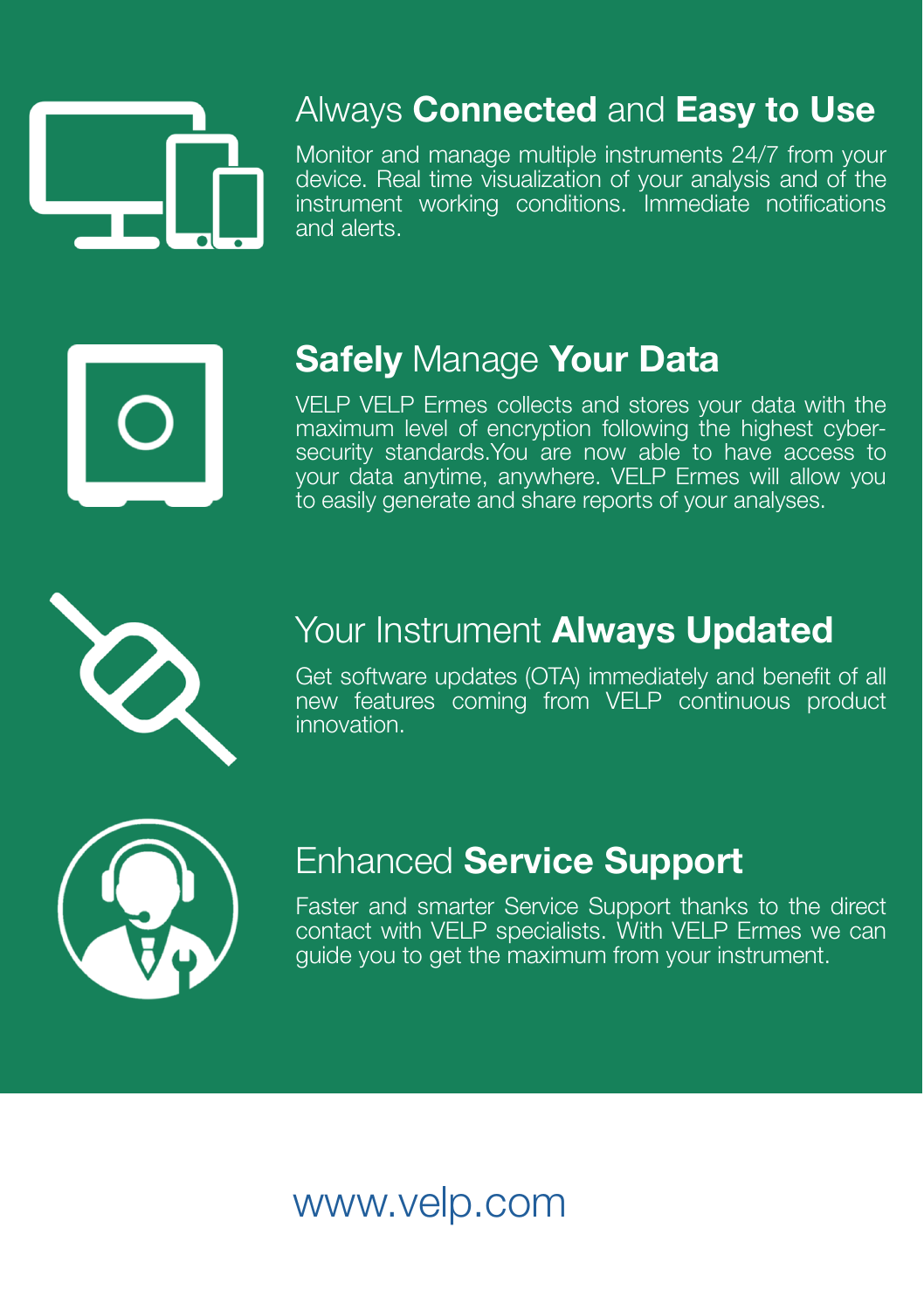## Always **Connected** and **Easy to Use**

Monitor and manage multiple instruments 24/7 from your device. Real time visualization of your analysis and of the instrument working conditions. Immediate notifications and alerts.

## **Safely** Manage **Your Data**

VELP VELP Ermes collects and stores your data with the maximum level of encryption following the highest cyber-security standards.You are now able to have access to your data anytime, anywhere. VELP Ermes will allow you to easily generate and share reports of your analyses.

## Your Instrument **Always Updated**

Get software updates (OTA) immediately and benefit of all new features coming from VELP continuous product innovation.

## Enhanced **Service Support**

Faster and smarter Service Support thanks to the direct contact with VELP specialists. With VELP Ermes we can guide you to get the maximum from your instrument.

www.velp.com